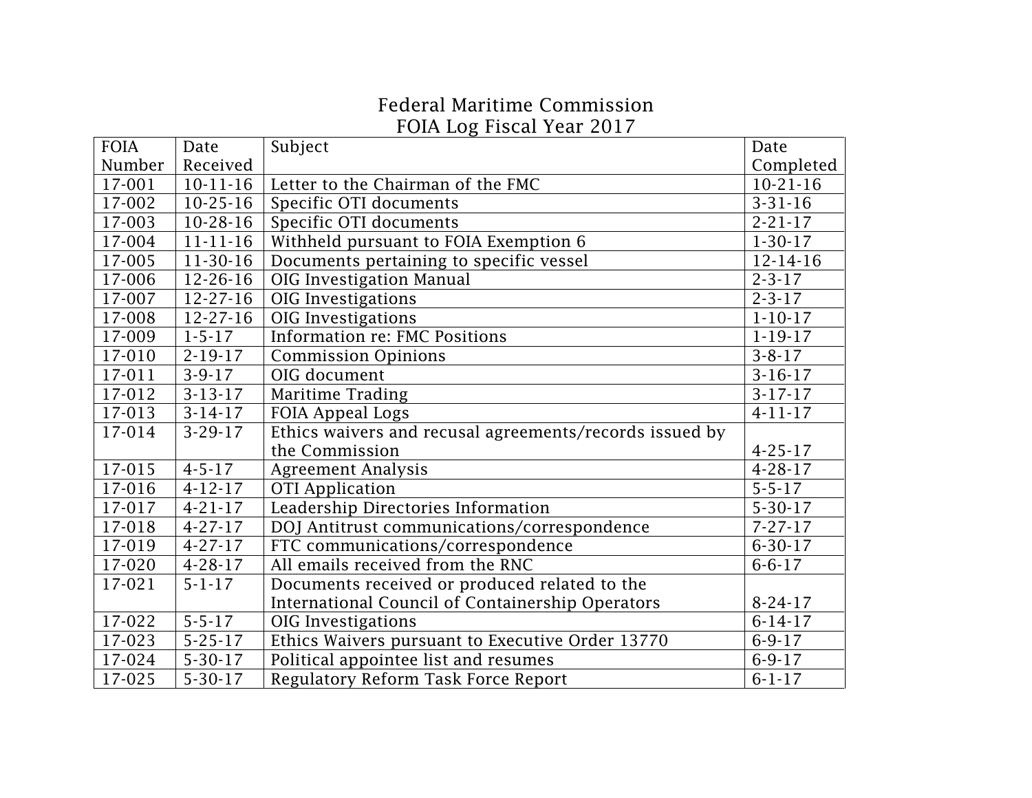# Federal Maritime Commission
## FOIA Log Fiscal Year 2017

| FOIA Number | Date Received | Subject | Date Completed |
|---|---|---|---|
| 17-001 | 10-11-16 | Letter to the Chairman of the FMC | 10-21-16 |
| 17-002 | 10-25-16 | Specific OTI documents | 3-31-16 |
| 17-003 | 10-28-16 | Specific OTI documents | 2-21-17 |
| 17-004 | 11-11-16 | Withheld pursuant to FOIA Exemption 6 | 1-30-17 |
| 17-005 | 11-30-16 | Documents pertaining to specific vessel | 12-14-16 |
| 17-006 | 12-26-16 | OIG Investigation Manual | 2-3-17 |
| 17-007 | 12-27-16 | OIG Investigations | 2-3-17 |
| 17-008 | 12-27-16 | OIG Investigations | 1-10-17 |
| 17-009 | 1-5-17 | Information re: FMC Positions | 1-19-17 |
| 17-010 | 2-19-17 | Commission Opinions | 3-8-17 |
| 17-011 | 3-9-17 | OIG document | 3-16-17 |
| 17-012 | 3-13-17 | Maritime Trading | 3-17-17 |
| 17-013 | 3-14-17 | FOIA Appeal Logs | 4-11-17 |
| 17-014 | 3-29-17 | Ethics waivers and recusal agreements/records issued by the Commission | 4-25-17 |
| 17-015 | 4-5-17 | Agreement Analysis | 4-28-17 |
| 17-016 | 4-12-17 | OTI Application | 5-5-17 |
| 17-017 | 4-21-17 | Leadership Directories Information | 5-30-17 |
| 17-018 | 4-27-17 | DOJ Antitrust communications/correspondence | 7-27-17 |
| 17-019 | 4-27-17 | FTC communications/correspondence | 6-30-17 |
| 17-020 | 4-28-17 | All emails received from the RNC | 6-6-17 |
| 17-021 | 5-1-17 | Documents received or produced related to the International Council of Containership Operators | 8-24-17 |
| 17-022 | 5-5-17 | OIG Investigations | 6-14-17 |
| 17-023 | 5-25-17 | Ethics Waivers pursuant to Executive Order 13770 | 6-9-17 |
| 17-024 | 5-30-17 | Political appointee list and resumes | 6-9-17 |
| 17-025 | 5-30-17 | Regulatory Reform Task Force Report | 6-1-17 |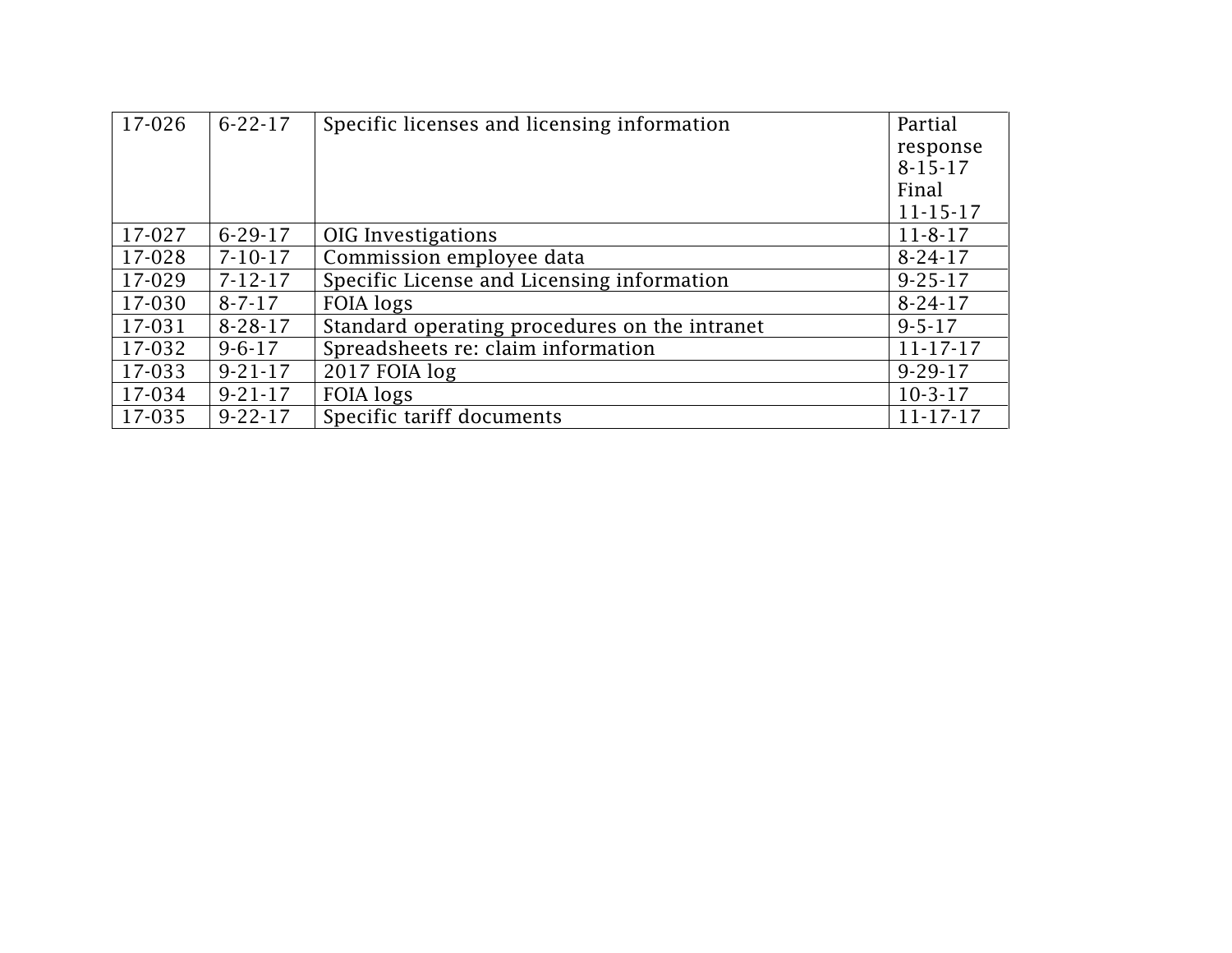| | | | |
|---|---|---|---|
| 17-026 | 6-22-17 | Specific licenses and licensing information | Partial response 8-15-17 Final 11-15-17 |
| 17-027 | 6-29-17 | OIG Investigations | 11-8-17 |
| 17-028 | 7-10-17 | Commission employee data | 8-24-17 |
| 17-029 | 7-12-17 | Specific License and Licensing information | 9-25-17 |
| 17-030 | 8-7-17 | FOIA logs | 8-24-17 |
| 17-031 | 8-28-17 | Standard operating procedures on the intranet | 9-5-17 |
| 17-032 | 9-6-17 | Spreadsheets re: claim information | 11-17-17 |
| 17-033 | 9-21-17 | 2017 FOIA log | 9-29-17 |
| 17-034 | 9-21-17 | FOIA logs | 10-3-17 |
| 17-035 | 9-22-17 | Specific tariff documents | 11-17-17 |